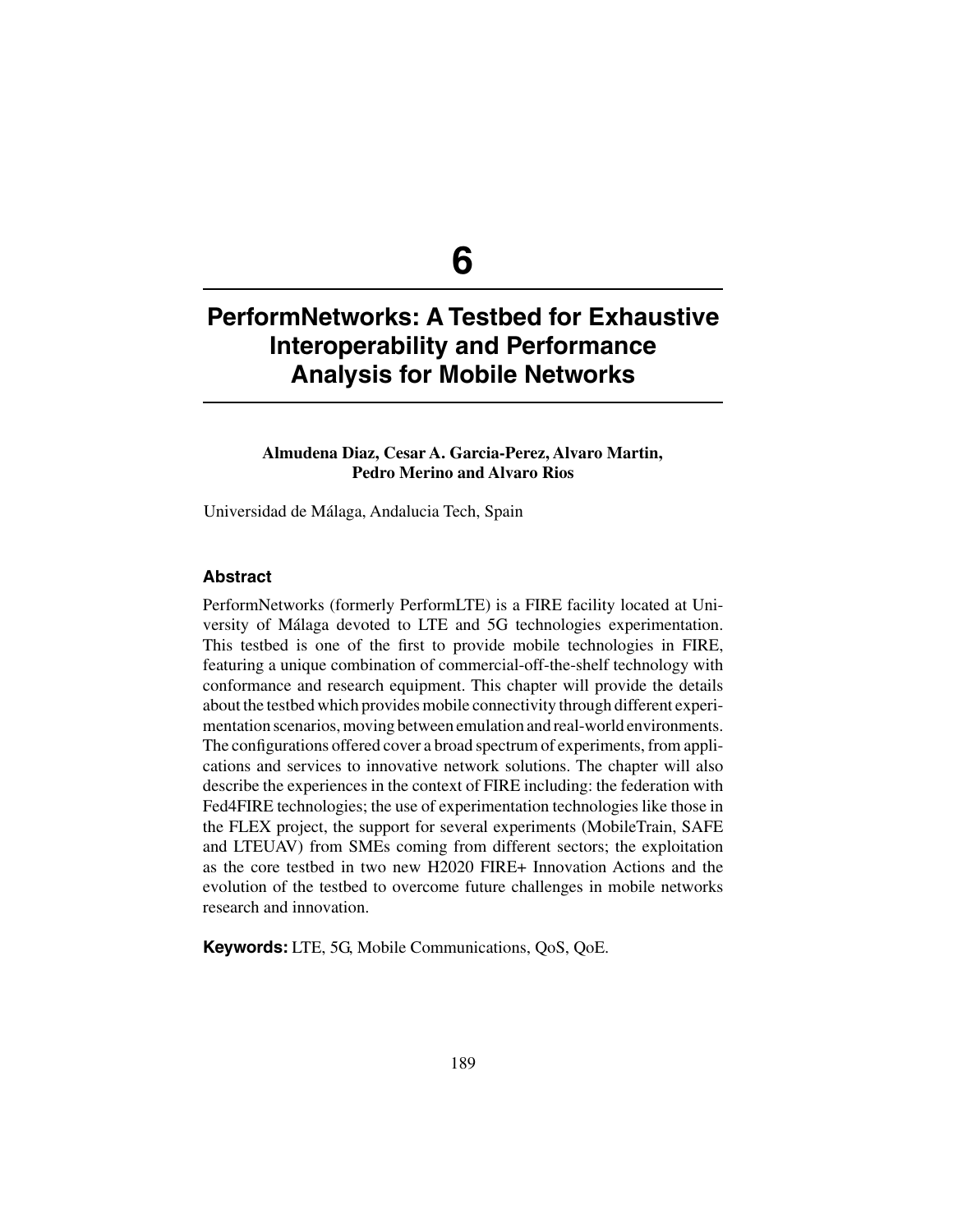# 6

# PerformNetworks: A Testbed for Exhaustive Interoperability and Performance Analysis for Mobile Networks

**Almudena Diaz, Cesar A. Garcia-Perez, Alvaro Martin, Pedro Merino and Alvaro Rios**

Universidad de Málaga, Andalucia Tech, Spain

## Abstract

PerformNetworks (formerly PerformLTE) is a FIRE facility located at University of Málaga devoted to LTE and 5G technologies experimentation. This testbed is one of the first to provide mobile technologies in FIRE, featuring a unique combination of commercial-off-the-shelf technology with conformance and research equipment. This chapter will provide the details about the testbed which provides mobile connectivity through different experimentation scenarios, moving between emulation and real-world environments. The configurations offered cover a broad spectrum of experiments, from applications and services to innovative network solutions. The chapter will also describe the experiences in the context of FIRE including: the federation with Fed4FIRE technologies; the use of experimentation technologies like those in the FLEX project, the support for several experiments (MobileTrain, SAFE and LTEUAV) from SMEs coming from different sectors; the exploitation as the core testbed in two new H2020 FIRE+ Innovation Actions and the evolution of the testbed to overcome future challenges in mobile networks research and innovation.

**Keywords:** LTE, 5G, Mobile Communications, QoS, QoE.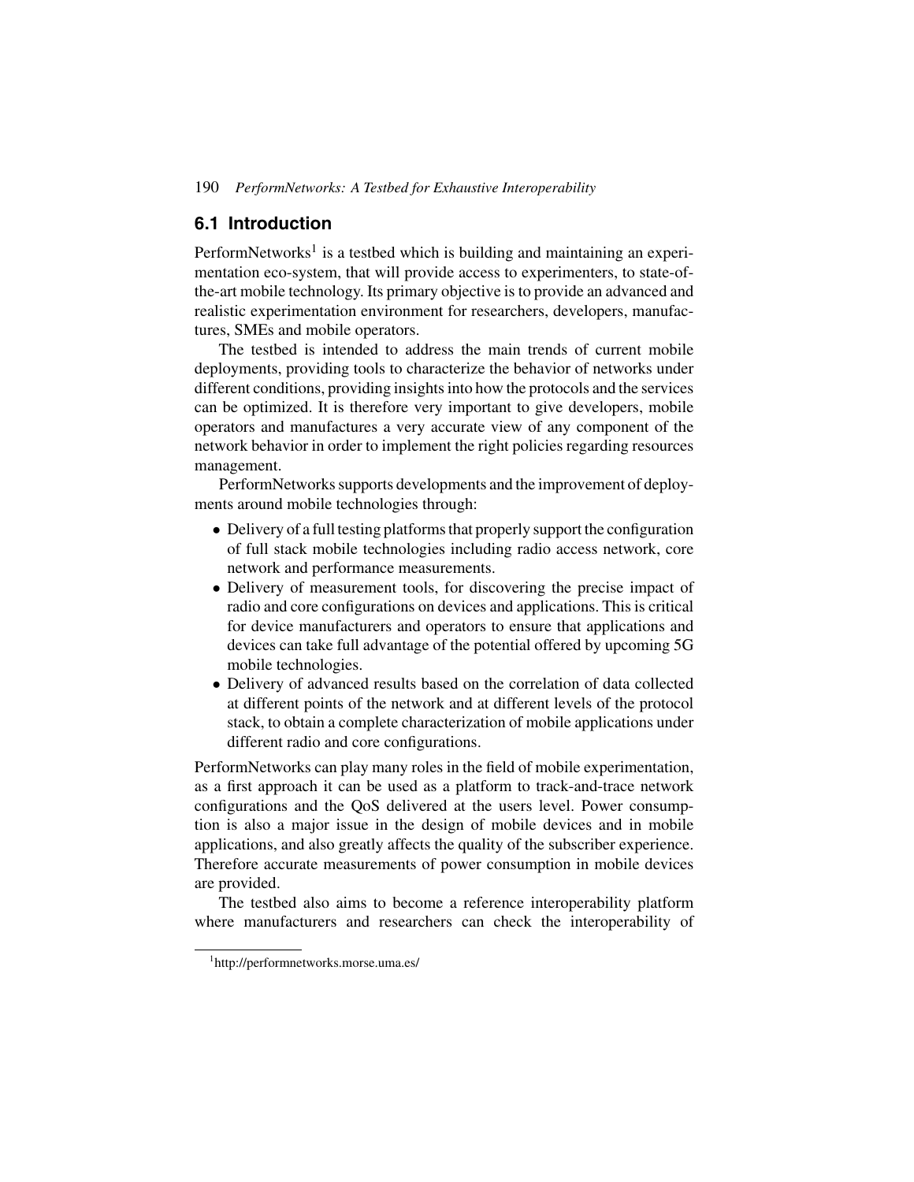## 6.1 Introduction

PerformNetworks[1] is a testbed which is building and maintaining an experimentation eco-system, that will provide access to experimenters, to state-of-the-art mobile technology. Its primary objective is to provide an advanced and realistic experimentation environment for researchers, developers, manufactures, SMEs and mobile operators.

The testbed is intended to address the main trends of current mobile deployments, providing tools to characterize the behavior of networks under different conditions, providing insights into how the protocols and the services can be optimized. It is therefore very important to give developers, mobile operators and manufactures a very accurate view of any component of the network behavior in order to implement the right policies regarding resources management.

PerformNetworks supports developments and the improvement of deployments around mobile technologies through:

- Delivery of a full testing platforms that properly support the configuration of full stack mobile technologies including radio access network, core network and performance measurements.
- Delivery of measurement tools, for discovering the precise impact of radio and core configurations on devices and applications. This is critical for device manufacturers and operators to ensure that applications and devices can take full advantage of the potential offered by upcoming 5G mobile technologies.
- Delivery of advanced results based on the correlation of data collected at different points of the network and at different levels of the protocol stack, to obtain a complete characterization of mobile applications under different radio and core configurations.

PerformNetworks can play many roles in the field of mobile experimentation, as a first approach it can be used as a platform to track-and-trace network configurations and the QoS delivered at the users level. Power consumption is also a major issue in the design of mobile devices and in mobile applications, and also greatly affects the quality of the subscriber experience. Therefore accurate measurements of power consumption in mobile devices are provided.

The testbed also aims to become a reference interoperability platform where manufacturers and researchers can check the interoperability of

[1] http://performnetworks.morse.uma.es/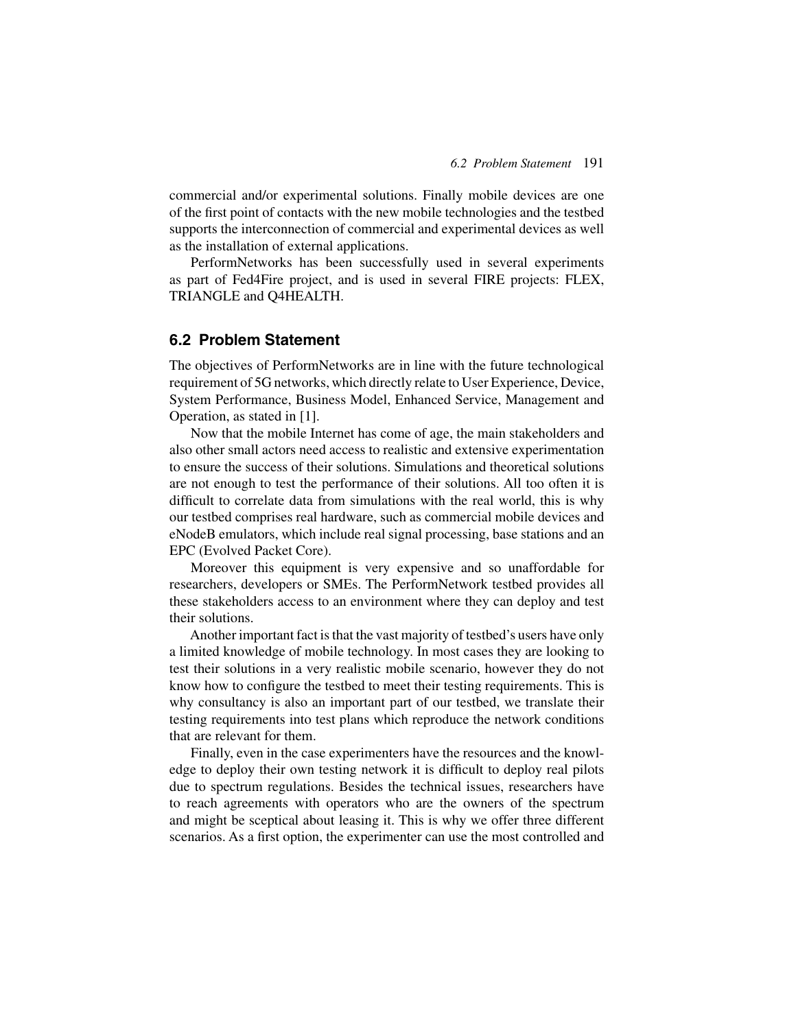commercial and/or experimental solutions. Finally mobile devices are one of the first point of contacts with the new mobile technologies and the testbed supports the interconnection of commercial and experimental devices as well as the installation of external applications.

PerformNetworks has been successfully used in several experiments as part of Fed4Fire project, and is used in several FIRE projects: FLEX, TRIANGLE and Q4HEALTH.

## 6.2 Problem Statement

The objectives of PerformNetworks are in line with the future technological requirement of 5G networks, which directly relate to User Experience, Device, System Performance, Business Model, Enhanced Service, Management and Operation, as stated in [1].

Now that the mobile Internet has come of age, the main stakeholders and also other small actors need access to realistic and extensive experimentation to ensure the success of their solutions. Simulations and theoretical solutions are not enough to test the performance of their solutions. All too often it is difficult to correlate data from simulations with the real world, this is why our testbed comprises real hardware, such as commercial mobile devices and eNodeB emulators, which include real signal processing, base stations and an EPC (Evolved Packet Core).

Moreover this equipment is very expensive and so unaffordable for researchers, developers or SMEs. The PerformNetwork testbed provides all these stakeholders access to an environment where they can deploy and test their solutions.

Another important fact is that the vast majority of testbed's users have only a limited knowledge of mobile technology. In most cases they are looking to test their solutions in a very realistic mobile scenario, however they do not know how to configure the testbed to meet their testing requirements. This is why consultancy is also an important part of our testbed, we translate their testing requirements into test plans which reproduce the network conditions that are relevant for them.

Finally, even in the case experimenters have the resources and the knowledge to deploy their own testing network it is difficult to deploy real pilots due to spectrum regulations. Besides the technical issues, researchers have to reach agreements with operators who are the owners of the spectrum and might be sceptical about leasing it. This is why we offer three different scenarios. As a first option, the experimenter can use the most controlled and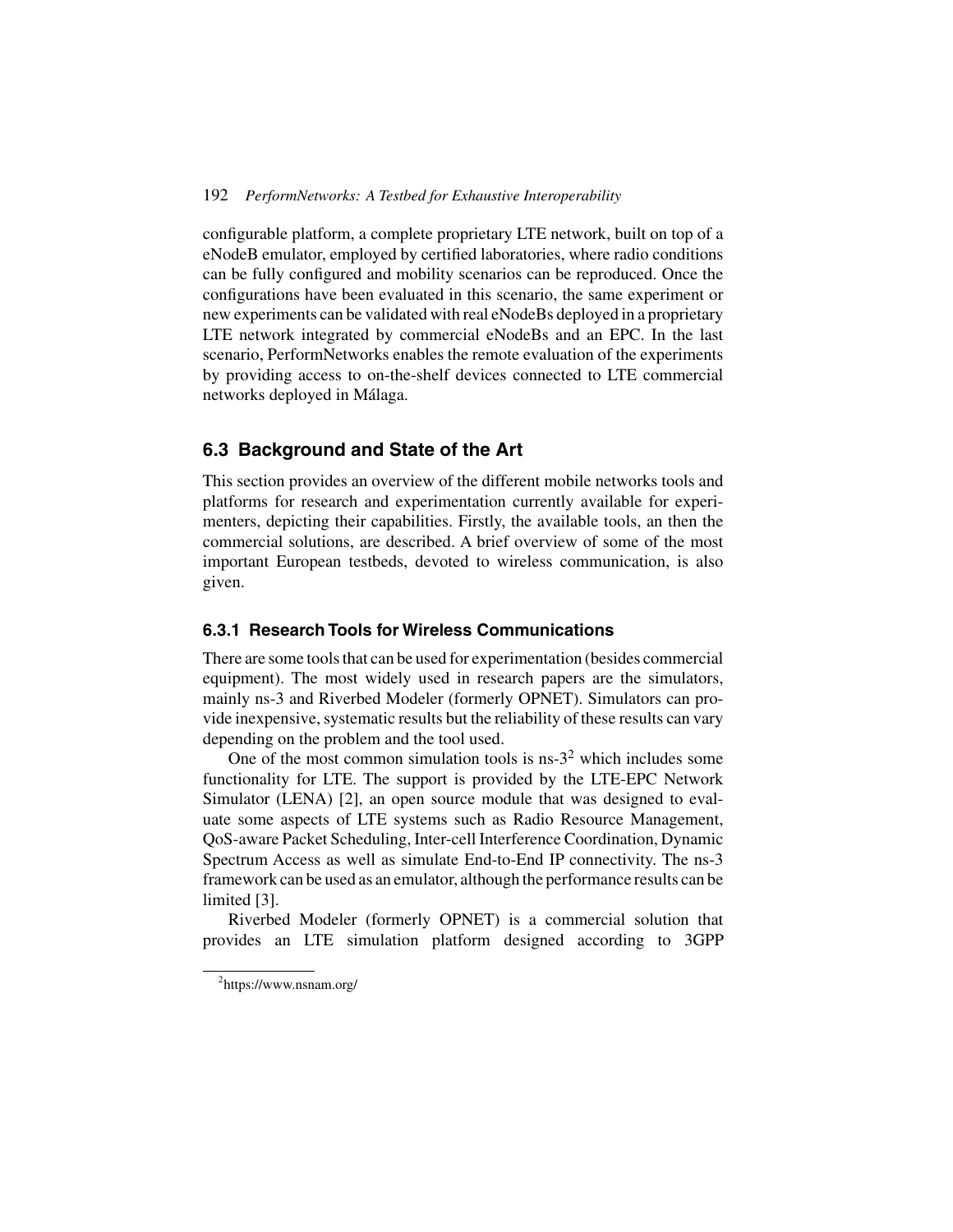configurable platform, a complete proprietary LTE network, built on top of a eNodeB emulator, employed by certified laboratories, where radio conditions can be fully configured and mobility scenarios can be reproduced. Once the configurations have been evaluated in this scenario, the same experiment or new experiments can be validated with real eNodeBs deployed in a proprietary LTE network integrated by commercial eNodeBs and an EPC. In the last scenario, PerformNetworks enables the remote evaluation of the experiments by providing access to on-the-shelf devices connected to LTE commercial networks deployed in Málaga.

## 6.3 Background and State of the Art

This section provides an overview of the different mobile networks tools and platforms for research and experimentation currently available for experimenters, depicting their capabilities. Firstly, the available tools, an then the commercial solutions, are described. A brief overview of some of the most important European testbeds, devoted to wireless communication, is also given.

### 6.3.1 Research Tools for Wireless Communications

There are some tools that can be used for experimentation (besides commercial equipment). The most widely used in research papers are the simulators, mainly ns-3 and Riverbed Modeler (formerly OPNET). Simulators can provide inexpensive, systematic results but the reliability of these results can vary depending on the problem and the tool used.

One of the most common simulation tools is ns-3[2] which includes some functionality for LTE. The support is provided by the LTE-EPC Network Simulator (LENA) [2], an open source module that was designed to evaluate some aspects of LTE systems such as Radio Resource Management, QoS-aware Packet Scheduling, Inter-cell Interference Coordination, Dynamic Spectrum Access as well as simulate End-to-End IP connectivity. The ns-3 framework can be used as an emulator, although the performance results can be limited [3].

Riverbed Modeler (formerly OPNET) is a commercial solution that provides an LTE simulation platform designed according to 3GPP

[2] https://www.nsnam.org/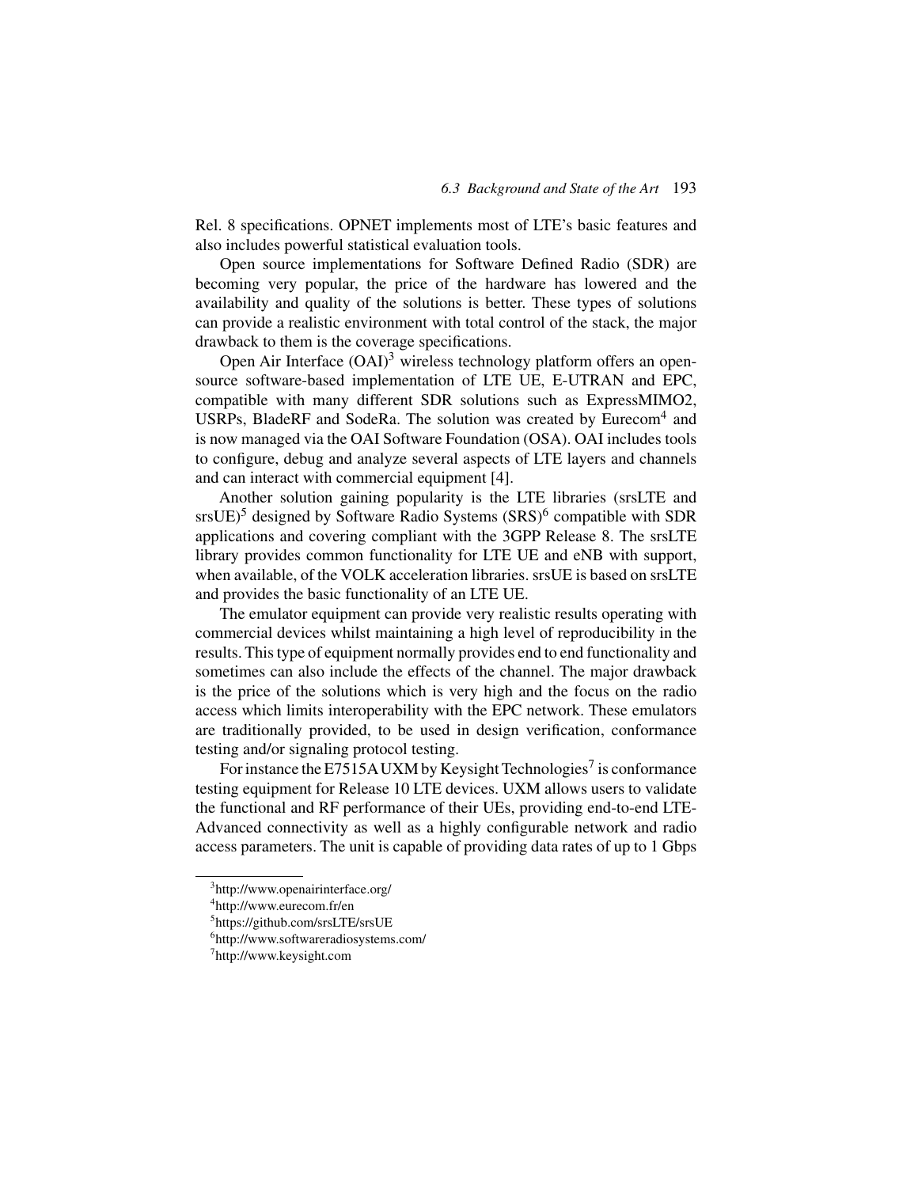Rel. 8 specifications. OPNET implements most of LTE's basic features and also includes powerful statistical evaluation tools.

Open source implementations for Software Defined Radio (SDR) are becoming very popular, the price of the hardware has lowered and the availability and quality of the solutions is better. These types of solutions can provide a realistic environment with total control of the stack, the major drawback to them is the coverage specifications.

Open Air Interface (OAI)[3] wireless technology platform offers an open-source software-based implementation of LTE UE, E-UTRAN and EPC, compatible with many different SDR solutions such as ExpressMIMO2, USRPs, BladeRF and SodeRa. The solution was created by Eurecom[4] and is now managed via the OAI Software Foundation (OSA). OAI includes tools to configure, debug and analyze several aspects of LTE layers and channels and can interact with commercial equipment [4].

Another solution gaining popularity is the LTE libraries (srsLTE and srsUE)[5] designed by Software Radio Systems (SRS)[6] compatible with SDR applications and covering compliant with the 3GPP Release 8. The srsLTE library provides common functionality for LTE UE and eNB with support, when available, of the VOLK acceleration libraries. srsUE is based on srsLTE and provides the basic functionality of an LTE UE.

The emulator equipment can provide very realistic results operating with commercial devices whilst maintaining a high level of reproducibility in the results. This type of equipment normally provides end to end functionality and sometimes can also include the effects of the channel. The major drawback is the price of the solutions which is very high and the focus on the radio access which limits interoperability with the EPC network. These emulators are traditionally provided, to be used in design verification, conformance testing and/or signaling protocol testing.

For instance the E7515A UXM by Keysight Technologies[7] is conformance testing equipment for Release 10 LTE devices. UXM allows users to validate the functional and RF performance of their UEs, providing end-to-end LTE-Advanced connectivity as well as a highly configurable network and radio access parameters. The unit is capable of providing data rates of up to 1 Gbps

[3] http://www.openairinterface.org/

[4] http://www.eurecom.fr/en

[5] https://github.com/srsLTE/srsUE

[6] http://www.softwareradiosystems.com/

[7] http://www.keysight.com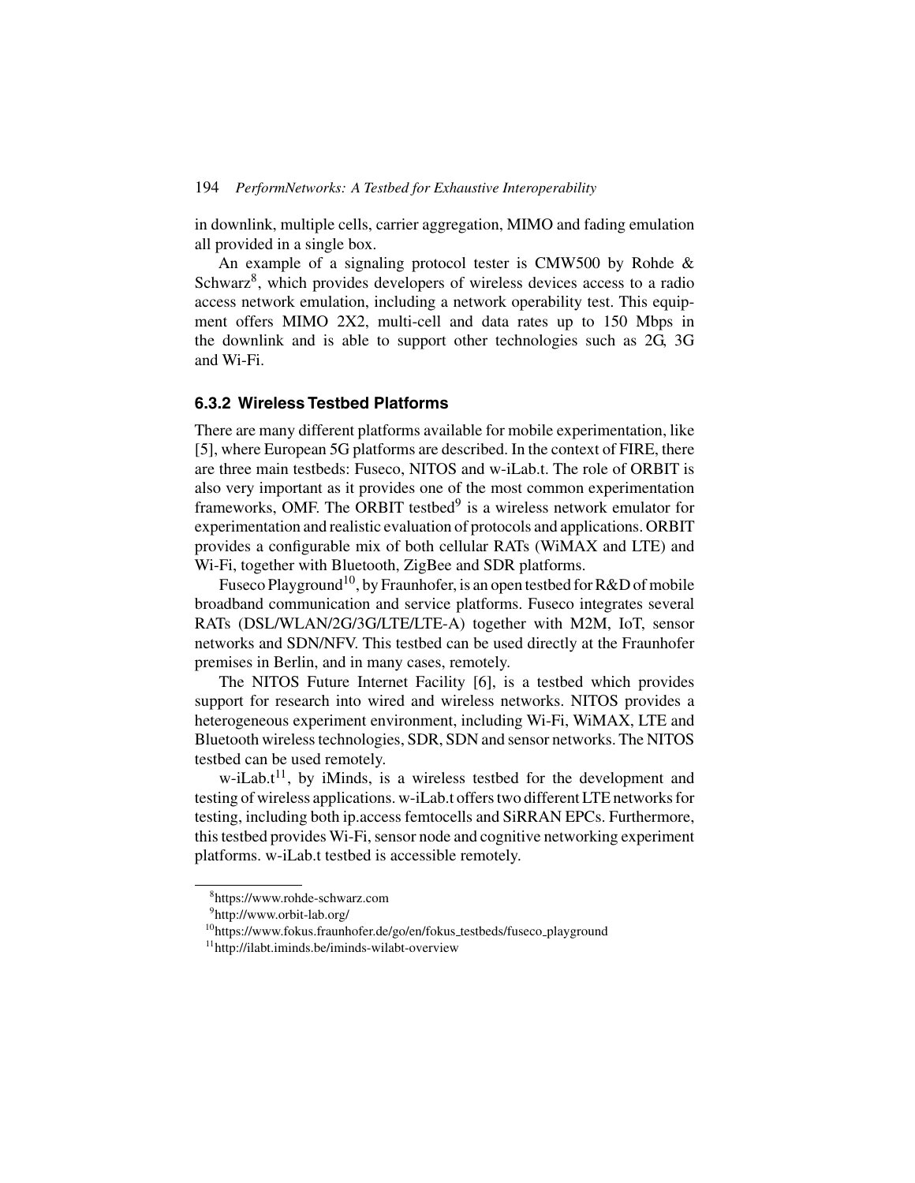in downlink, multiple cells, carrier aggregation, MIMO and fading emulation all provided in a single box.

An example of a signaling protocol tester is CMW500 by Rohde & Schwarz[8], which provides developers of wireless devices access to a radio access network emulation, including a network operability test. This equipment offers MIMO 2X2, multi-cell and data rates up to 150 Mbps in the downlink and is able to support other technologies such as 2G, 3G and Wi-Fi.

### 6.3.2 Wireless Testbed Platforms

There are many different platforms available for mobile experimentation, like [5], where European 5G platforms are described. In the context of FIRE, there are three main testbeds: Fuseco, NITOS and w-iLab.t. The role of ORBIT is also very important as it provides one of the most common experimentation frameworks, OMF. The ORBIT testbed[9] is a wireless network emulator for experimentation and realistic evaluation of protocols and applications. ORBIT provides a configurable mix of both cellular RATs (WiMAX and LTE) and Wi-Fi, together with Bluetooth, ZigBee and SDR platforms.

Fuseco Playground[10], by Fraunhofer, is an open testbed for R&D of mobile broadband communication and service platforms. Fuseco integrates several RATs (DSL/WLAN/2G/3G/LTE/LTE-A) together with M2M, IoT, sensor networks and SDN/NFV. This testbed can be used directly at the Fraunhofer premises in Berlin, and in many cases, remotely.

The NITOS Future Internet Facility [6], is a testbed which provides support for research into wired and wireless networks. NITOS provides a heterogeneous experiment environment, including Wi-Fi, WiMAX, LTE and Bluetooth wireless technologies, SDR, SDN and sensor networks. The NITOS testbed can be used remotely.

w-iLab.t[11], by iMinds, is a wireless testbed for the development and testing of wireless applications. w-iLab.t offers two different LTE networks for testing, including both ip.access femtocells and SiRRAN EPCs. Furthermore, this testbed provides Wi-Fi, sensor node and cognitive networking experiment platforms. w-iLab.t testbed is accessible remotely.

---

[8] https://www.rohde-schwarz.com

[9] http://www.orbit-lab.org/

[10] https://www.fokus.fraunhofer.de/go/en/fokus_testbeds/fuseco_playground

[11] http://ilabt.iminds.be/iminds-wilabt-overview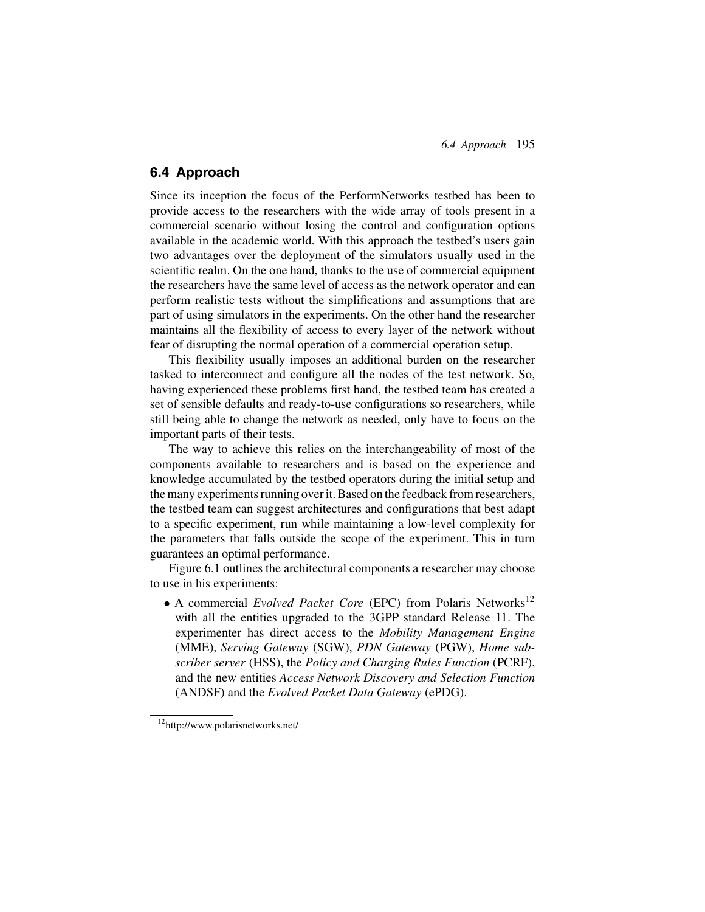## 6.4 Approach

Since its inception the focus of the PerformNetworks testbed has been to provide access to the researchers with the wide array of tools present in a commercial scenario without losing the control and configuration options available in the academic world. With this approach the testbed's users gain two advantages over the deployment of the simulators usually used in the scientific realm. On the one hand, thanks to the use of commercial equipment the researchers have the same level of access as the network operator and can perform realistic tests without the simplifications and assumptions that are part of using simulators in the experiments. On the other hand the researcher maintains all the flexibility of access to every layer of the network without fear of disrupting the normal operation of a commercial operation setup.

This flexibility usually imposes an additional burden on the researcher tasked to interconnect and configure all the nodes of the test network. So, having experienced these problems first hand, the testbed team has created a set of sensible defaults and ready-to-use configurations so researchers, while still being able to change the network as needed, only have to focus on the important parts of their tests.

The way to achieve this relies on the interchangeability of most of the components available to researchers and is based on the experience and knowledge accumulated by the testbed operators during the initial setup and the many experiments running over it. Based on the feedback from researchers, the testbed team can suggest architectures and configurations that best adapt to a specific experiment, run while maintaining a low-level complexity for the parameters that falls outside the scope of the experiment. This in turn guarantees an optimal performance.

Figure 6.1 outlines the architectural components a researcher may choose to use in his experiments:

- A commercial *Evolved Packet Core* (EPC) from Polaris Networks[12] with all the entities upgraded to the 3GPP standard Release 11. The experimenter has direct access to the *Mobility Management Engine* (MME), *Serving Gateway* (SGW), *PDN Gateway* (PGW), *Home subscriber server* (HSS), the *Policy and Charging Rules Function* (PCRF), and the new entities *Access Network Discovery and Selection Function* (ANDSF) and the *Evolved Packet Data Gateway* (ePDG).

[12] http://www.polarisnetworks.net/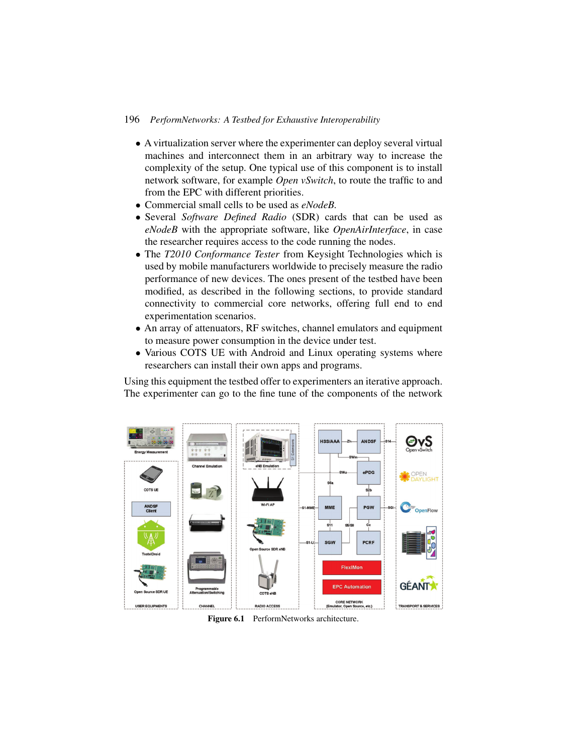- A virtualization server where the experimenter can deploy several virtual machines and interconnect them in an arbitrary way to increase the complexity of the setup. One typical use of this component is to install network software, for example *Open vSwitch*, to route the traffic to and from the EPC with different priorities.
- Commercial small cells to be used as *eNodeB*.
- Several *Software Defined Radio* (SDR) cards that can be used as *eNodeB* with the appropriate software, like *OpenAirInterface*, in case the researcher requires access to the code running the nodes.
- The *T2010 Conformance Tester* from Keysight Technologies which is used by mobile manufacturers worldwide to precisely measure the radio performance of new devices. The ones present of the testbed have been modified, as described in the following sections, to provide standard connectivity to commercial core networks, offering full end to end experimentation scenarios.
- An array of attenuators, RF switches, channel emulators and equipment to measure power consumption in the device under test.
- Various COTS UE with Android and Linux operating systems where researchers can install their own apps and programs.

Using this equipment the testbed offer to experimenters an iterative approach. The experimenter can go to the fine tune of the components of the network

**Figure 6.1** PerformNetworks architecture.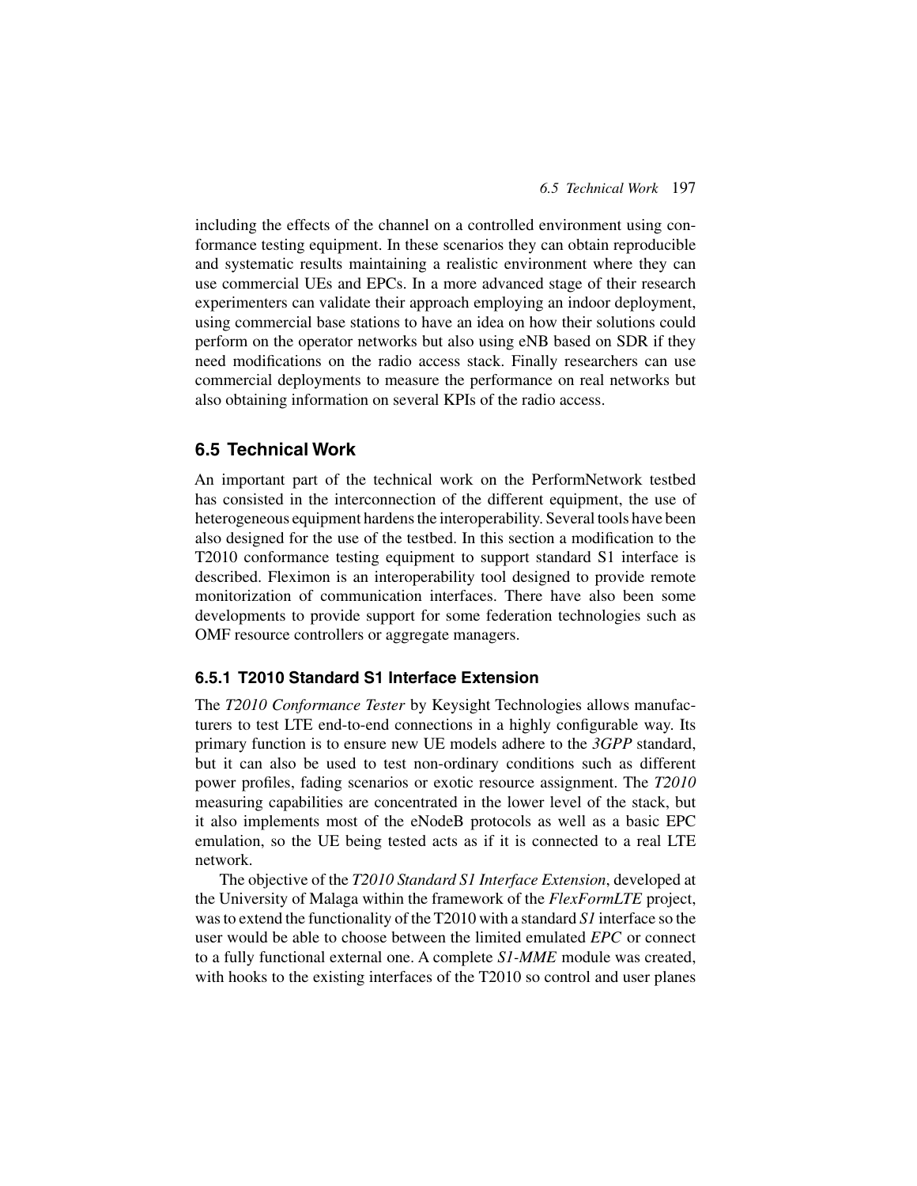including the effects of the channel on a controlled environment using conformance testing equipment. In these scenarios they can obtain reproducible and systematic results maintaining a realistic environment where they can use commercial UEs and EPCs. In a more advanced stage of their research experimenters can validate their approach employing an indoor deployment, using commercial base stations to have an idea on how their solutions could perform on the operator networks but also using eNB based on SDR if they need modifications on the radio access stack. Finally researchers can use commercial deployments to measure the performance on real networks but also obtaining information on several KPIs of the radio access.

## 6.5 Technical Work

An important part of the technical work on the PerformNetwork testbed has consisted in the interconnection of the different equipment, the use of heterogeneous equipment hardens the interoperability. Several tools have been also designed for the use of the testbed. In this section a modification to the T2010 conformance testing equipment to support standard S1 interface is described. Fleximon is an interoperability tool designed to provide remote monitorization of communication interfaces. There have also been some developments to provide support for some federation technologies such as OMF resource controllers or aggregate managers.

### 6.5.1 T2010 Standard S1 Interface Extension

The *T2010 Conformance Tester* by Keysight Technologies allows manufacturers to test LTE end-to-end connections in a highly configurable way. Its primary function is to ensure new UE models adhere to the *3GPP* standard, but it can also be used to test non-ordinary conditions such as different power profiles, fading scenarios or exotic resource assignment. The *T2010* measuring capabilities are concentrated in the lower level of the stack, but it also implements most of the eNodeB protocols as well as a basic EPC emulation, so the UE being tested acts as if it is connected to a real LTE network.

The objective of the *T2010 Standard S1 Interface Extension*, developed at the University of Malaga within the framework of the *FlexFormLTE* project, was to extend the functionality of the T2010 with a standard *S1* interface so the user would be able to choose between the limited emulated *EPC* or connect to a fully functional external one. A complete *S1-MME* module was created, with hooks to the existing interfaces of the T2010 so control and user planes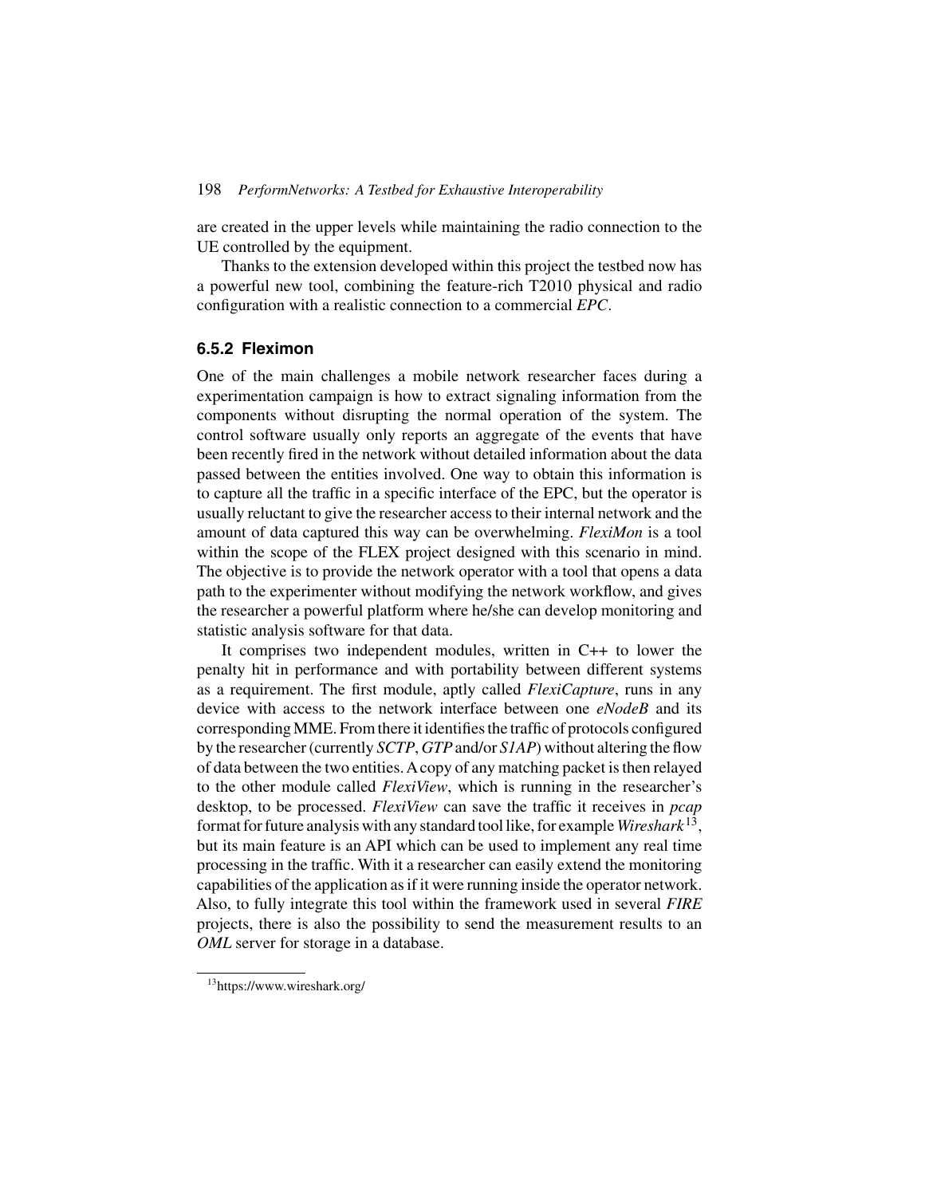are created in the upper levels while maintaining the radio connection to the UE controlled by the equipment.

Thanks to the extension developed within this project the testbed now has a powerful new tool, combining the feature-rich T2010 physical and radio configuration with a realistic connection to a commercial *EPC*.

### 6.5.2 Fleximon

One of the main challenges a mobile network researcher faces during a experimentation campaign is how to extract signaling information from the components without disrupting the normal operation of the system. The control software usually only reports an aggregate of the events that have been recently fired in the network without detailed information about the data passed between the entities involved. One way to obtain this information is to capture all the traffic in a specific interface of the EPC, but the operator is usually reluctant to give the researcher access to their internal network and the amount of data captured this way can be overwhelming. *FlexiMon* is a tool within the scope of the FLEX project designed with this scenario in mind. The objective is to provide the network operator with a tool that opens a data path to the experimenter without modifying the network workflow, and gives the researcher a powerful platform where he/she can develop monitoring and statistic analysis software for that data.

It comprises two independent modules, written in C++ to lower the penalty hit in performance and with portability between different systems as a requirement. The first module, aptly called *FlexiCapture*, runs in any device with access to the network interface between one *eNodeB* and its corresponding MME. From there it identifies the traffic of protocols configured by the researcher (currently *SCTP*, *GTP* and/or *S1AP*) without altering the flow of data between the two entities. A copy of any matching packet is then relayed to the other module called *FlexiView*, which is running in the researcher's desktop, to be processed. *FlexiView* can save the traffic it receives in *pcap* format for future analysis with any standard tool like, for example *Wireshark*[13], but its main feature is an API which can be used to implement any real time processing in the traffic. With it a researcher can easily extend the monitoring capabilities of the application as if it were running inside the operator network. Also, to fully integrate this tool within the framework used in several *FIRE* projects, there is also the possibility to send the measurement results to an *OML* server for storage in a database.

[13] https://www.wireshark.org/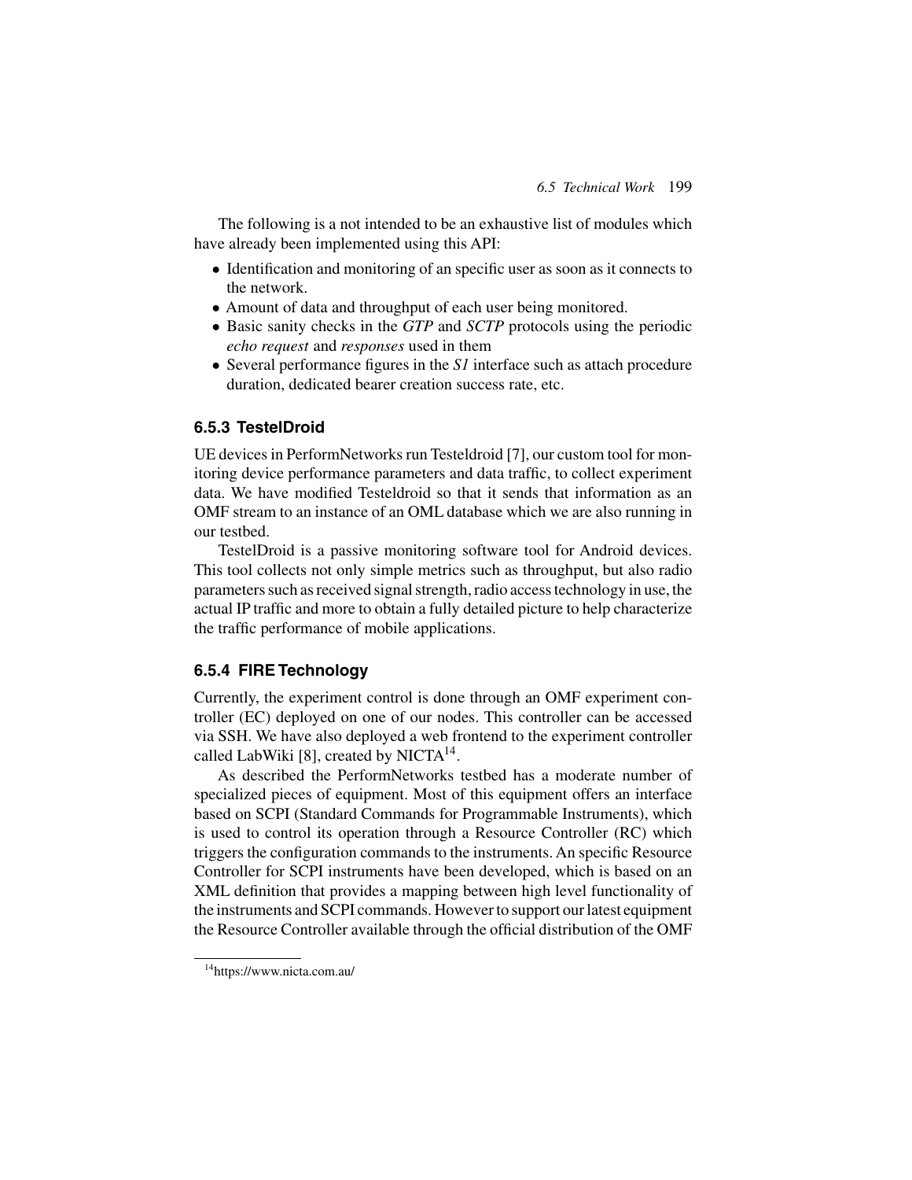The following is a not intended to be an exhaustive list of modules which have already been implemented using this API:

- Identification and monitoring of an specific user as soon as it connects to the network.
- Amount of data and throughput of each user being monitored.
- Basic sanity checks in the *GTP* and *SCTP* protocols using the periodic *echo request* and *responses* used in them
- Several performance figures in the *S1* interface such as attach procedure duration, dedicated bearer creation success rate, etc.

### 6.5.3 TestelDroid

UE devices in PerformNetworks run Testeldroid [7], our custom tool for monitoring device performance parameters and data traffic, to collect experiment data. We have modified Testeldroid so that it sends that information as an OMF stream to an instance of an OML database which we are also running in our testbed.

TestelDroid is a passive monitoring software tool for Android devices. This tool collects not only simple metrics such as throughput, but also radio parameters such as received signal strength, radio access technology in use, the actual IP traffic and more to obtain a fully detailed picture to help characterize the traffic performance of mobile applications.

### 6.5.4 FIRE Technology

Currently, the experiment control is done through an OMF experiment controller (EC) deployed on one of our nodes. This controller can be accessed via SSH. We have also deployed a web frontend to the experiment controller called LabWiki [8], created by NICTA[14].

As described the PerformNetworks testbed has a moderate number of specialized pieces of equipment. Most of this equipment offers an interface based on SCPI (Standard Commands for Programmable Instruments), which is used to control its operation through a Resource Controller (RC) which triggers the configuration commands to the instruments. An specific Resource Controller for SCPI instruments have been developed, which is based on an XML definition that provides a mapping between high level functionality of the instruments and SCPI commands. However to support our latest equipment the Resource Controller available through the official distribution of the OMF

[14] https://www.nicta.com.au/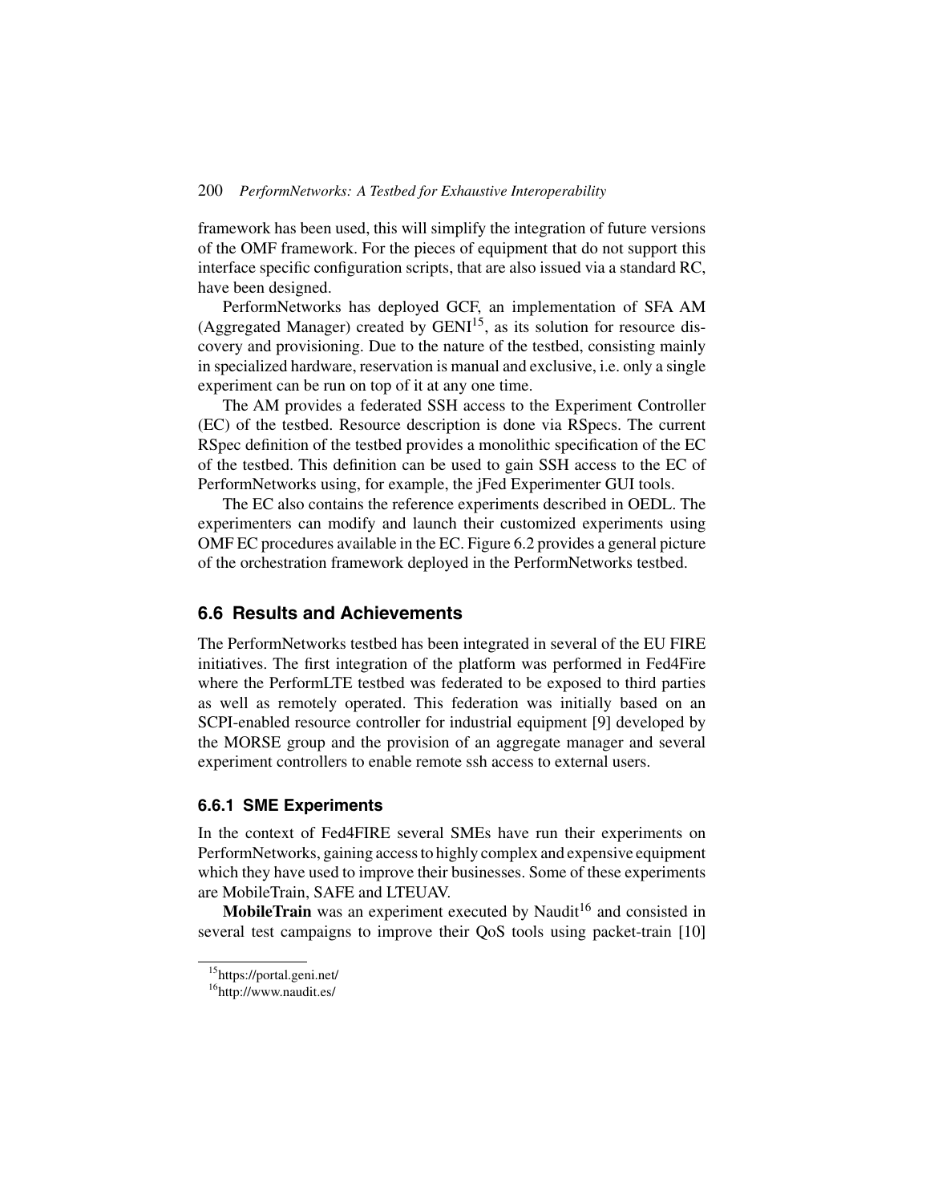framework has been used, this will simplify the integration of future versions of the OMF framework. For the pieces of equipment that do not support this interface specific configuration scripts, that are also issued via a standard RC, have been designed.

PerformNetworks has deployed GCF, an implementation of SFA AM (Aggregated Manager) created by GENI[15], as its solution for resource discovery and provisioning. Due to the nature of the testbed, consisting mainly in specialized hardware, reservation is manual and exclusive, i.e. only a single experiment can be run on top of it at any one time.

The AM provides a federated SSH access to the Experiment Controller (EC) of the testbed. Resource description is done via RSpecs. The current RSpec definition of the testbed provides a monolithic specification of the EC of the testbed. This definition can be used to gain SSH access to the EC of PerformNetworks using, for example, the jFed Experimenter GUI tools.

The EC also contains the reference experiments described in OEDL. The experimenters can modify and launch their customized experiments using OMF EC procedures available in the EC. Figure 6.2 provides a general picture of the orchestration framework deployed in the PerformNetworks testbed.

## 6.6 Results and Achievements

The PerformNetworks testbed has been integrated in several of the EU FIRE initiatives. The first integration of the platform was performed in Fed4Fire where the PerformLTE testbed was federated to be exposed to third parties as well as remotely operated. This federation was initially based on an SCPI-enabled resource controller for industrial equipment [9] developed by the MORSE group and the provision of an aggregate manager and several experiment controllers to enable remote ssh access to external users.

### 6.6.1 SME Experiments

In the context of Fed4FIRE several SMEs have run their experiments on PerformNetworks, gaining access to highly complex and expensive equipment which they have used to improve their businesses. Some of these experiments are MobileTrain, SAFE and LTEUAV.

**MobileTrain** was an experiment executed by Naudit[16] and consisted in several test campaigns to improve their QoS tools using packet-train [10]

[15] https://portal.geni.net/

[16] http://www.naudit.es/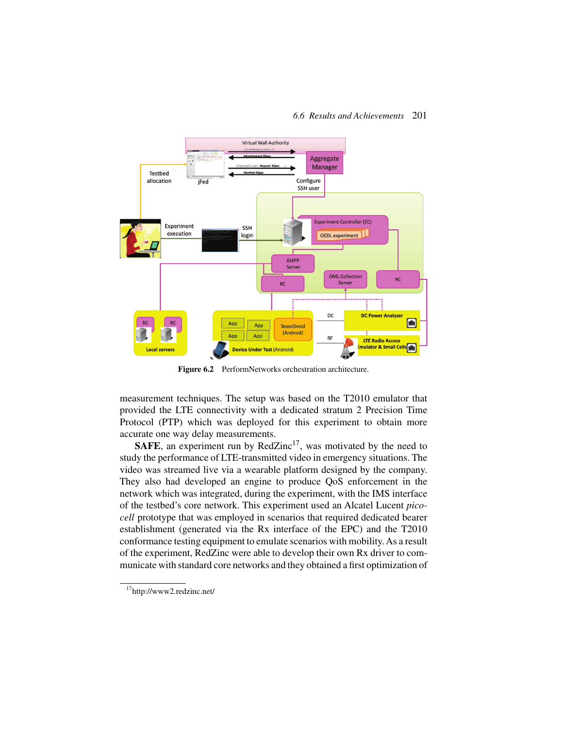Figure 6.2 PerformNetworks orchestration architecture.

measurement techniques. The setup was based on the T2010 emulator that provided the LTE connectivity with a dedicated stratum 2 Precision Time Protocol (PTP) which was deployed for this experiment to obtain more accurate one way delay measurements.

**SAFE**, an experiment run by RedZinc[17], was motivated by the need to study the performance of LTE-transmitted video in emergency situations. The video was streamed live via a wearable platform designed by the company. They also had developed an engine to produce QoS enforcement in the network which was integrated, during the experiment, with the IMS interface of the testbed's core network. This experiment used an Alcatel Lucent *pico-cell* prototype that was employed in scenarios that required dedicated bearer establishment (generated via the Rx interface of the EPC) and the T2010 conformance testing equipment to emulate scenarios with mobility. As a result of the experiment, RedZinc were able to develop their own Rx driver to communicate with standard core networks and they obtained a first optimization of

[17] http://www2.redzinc.net/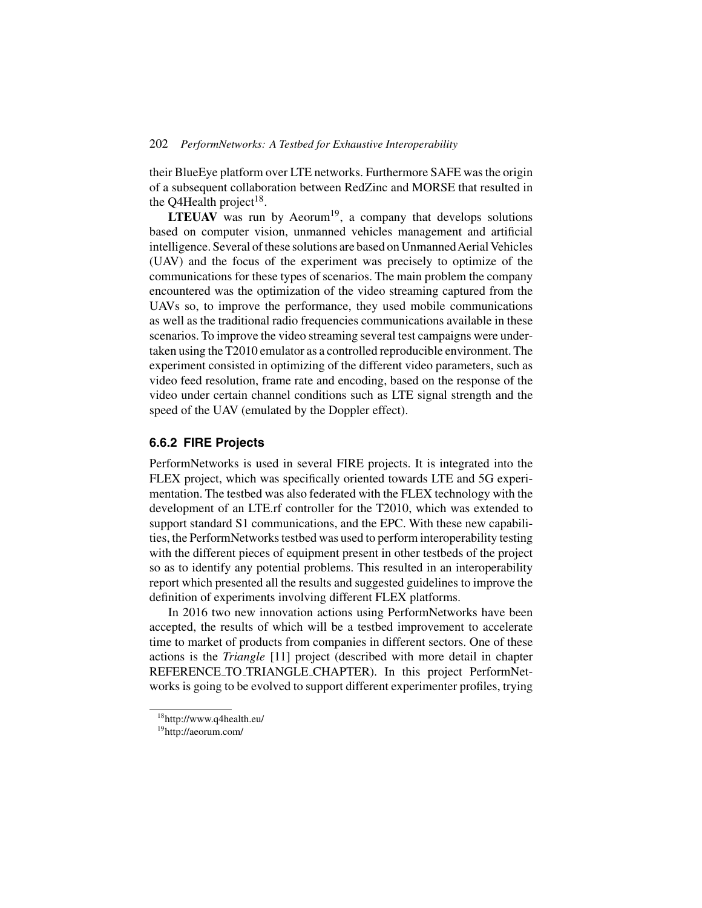their BlueEye platform over LTE networks. Furthermore SAFE was the origin of a subsequent collaboration between RedZinc and MORSE that resulted in the Q4Health project[18].

**LTEUAV** was run by Aeorum[19], a company that develops solutions based on computer vision, unmanned vehicles management and artificial intelligence. Several of these solutions are based on Unmanned Aerial Vehicles (UAV) and the focus of the experiment was precisely to optimize of the communications for these types of scenarios. The main problem the company encountered was the optimization of the video streaming captured from the UAVs so, to improve the performance, they used mobile communications as well as the traditional radio frequencies communications available in these scenarios. To improve the video streaming several test campaigns were undertaken using the T2010 emulator as a controlled reproducible environment. The experiment consisted in optimizing of the different video parameters, such as video feed resolution, frame rate and encoding, based on the response of the video under certain channel conditions such as LTE signal strength and the speed of the UAV (emulated by the Doppler effect).

### 6.6.2 FIRE Projects

PerformNetworks is used in several FIRE projects. It is integrated into the FLEX project, which was specifically oriented towards LTE and 5G experimentation. The testbed was also federated with the FLEX technology with the development of an LTE.rf controller for the T2010, which was extended to support standard S1 communications, and the EPC. With these new capabilities, the PerformNetworks testbed was used to perform interoperability testing with the different pieces of equipment present in other testbeds of the project so as to identify any potential problems. This resulted in an interoperability report which presented all the results and suggested guidelines to improve the definition of experiments involving different FLEX platforms.

In 2016 two new innovation actions using PerformNetworks have been accepted, the results of which will be a testbed improvement to accelerate time to market of products from companies in different sectors. One of these actions is the *Triangle* [11] project (described with more detail in chapter REFERENCE_TO_TRIANGLE_CHAPTER). In this project PerformNetworks is going to be evolved to support different experimenter profiles, trying

[18] http://www.q4health.eu/

[19] http://aeorum.com/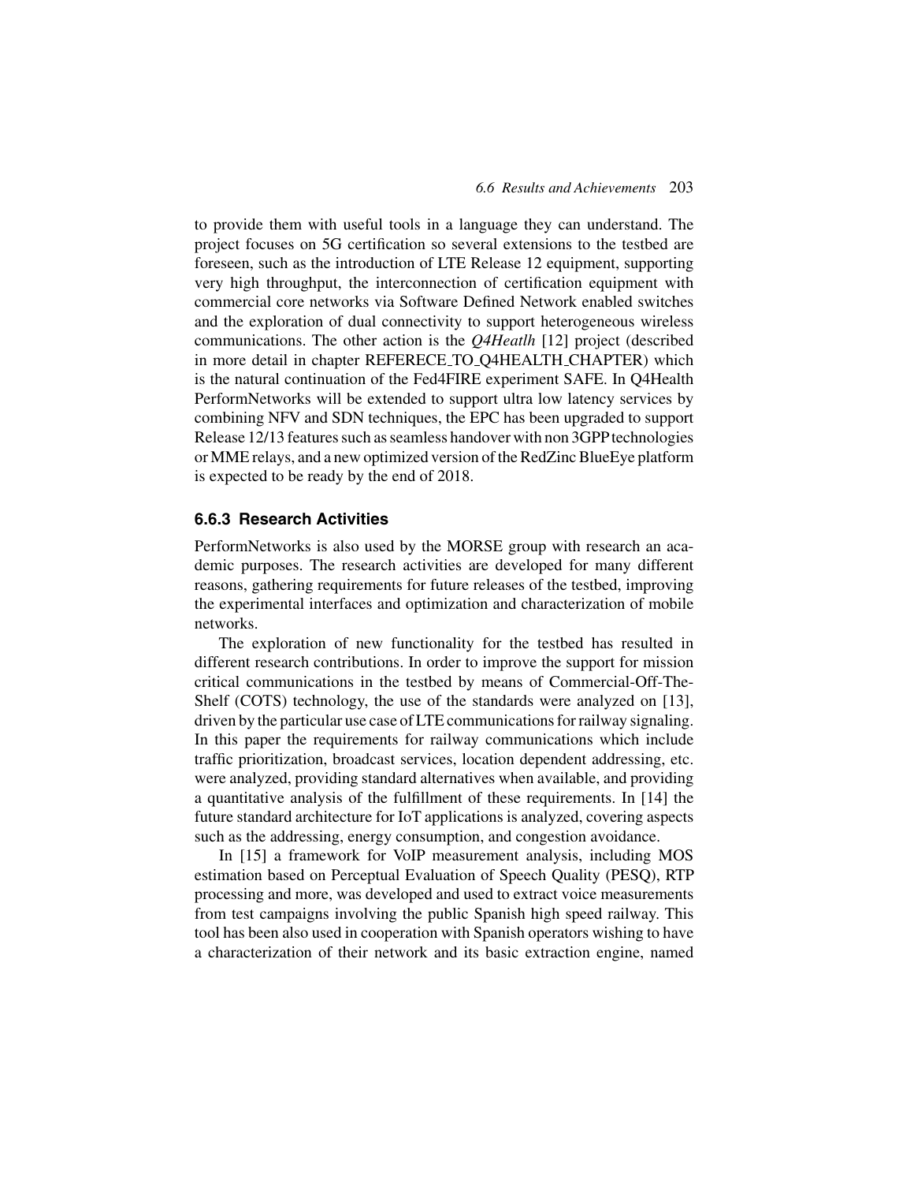to provide them with useful tools in a language they can understand. The project focuses on 5G certification so several extensions to the testbed are foreseen, such as the introduction of LTE Release 12 equipment, supporting very high throughput, the interconnection of certification equipment with commercial core networks via Software Defined Network enabled switches and the exploration of dual connectivity to support heterogeneous wireless communications. The other action is the *Q4Heatlh* [12] project (described in more detail in chapter REFERECE_TO_Q4HEALTH_CHAPTER) which is the natural continuation of the Fed4FIRE experiment SAFE. In Q4Health PerformNetworks will be extended to support ultra low latency services by combining NFV and SDN techniques, the EPC has been upgraded to support Release 12/13 features such as seamless handover with non 3GPP technologies or MME relays, and a new optimized version of the RedZinc BlueEye platform is expected to be ready by the end of 2018.

### 6.6.3 Research Activities

PerformNetworks is also used by the MORSE group with research an academic purposes. The research activities are developed for many different reasons, gathering requirements for future releases of the testbed, improving the experimental interfaces and optimization and characterization of mobile networks.

The exploration of new functionality for the testbed has resulted in different research contributions. In order to improve the support for mission critical communications in the testbed by means of Commercial-Off-The-Shelf (COTS) technology, the use of the standards were analyzed on [13], driven by the particular use case of LTE communications for railway signaling. In this paper the requirements for railway communications which include traffic prioritization, broadcast services, location dependent addressing, etc. were analyzed, providing standard alternatives when available, and providing a quantitative analysis of the fulfillment of these requirements. In [14] the future standard architecture for IoT applications is analyzed, covering aspects such as the addressing, energy consumption, and congestion avoidance.

In [15] a framework for VoIP measurement analysis, including MOS estimation based on Perceptual Evaluation of Speech Quality (PESQ), RTP processing and more, was developed and used to extract voice measurements from test campaigns involving the public Spanish high speed railway. This tool has been also used in cooperation with Spanish operators wishing to have a characterization of their network and its basic extraction engine, named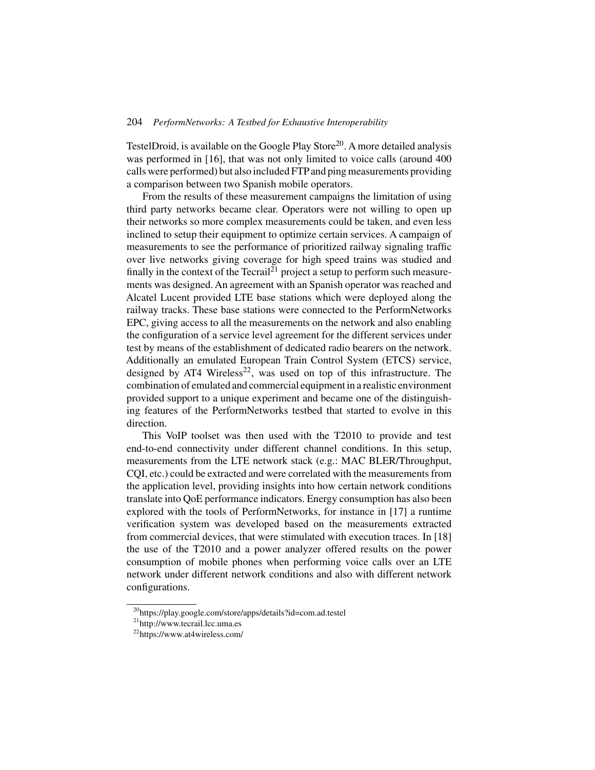TestelDroid, is available on the Google Play Store[20]. A more detailed analysis was performed in [16], that was not only limited to voice calls (around 400 calls were performed) but also included FTP and ping measurements providing a comparison between two Spanish mobile operators.

From the results of these measurement campaigns the limitation of using third party networks became clear. Operators were not willing to open up their networks so more complex measurements could be taken, and even less inclined to setup their equipment to optimize certain services. A campaign of measurements to see the performance of prioritized railway signaling traffic over live networks giving coverage for high speed trains was studied and finally in the context of the Tecrail[21] project a setup to perform such measurements was designed. An agreement with an Spanish operator was reached and Alcatel Lucent provided LTE base stations which were deployed along the railway tracks. These base stations were connected to the PerformNetworks EPC, giving access to all the measurements on the network and also enabling the configuration of a service level agreement for the different services under test by means of the establishment of dedicated radio bearers on the network. Additionally an emulated European Train Control System (ETCS) service, designed by AT4 Wireless[22], was used on top of this infrastructure. The combination of emulated and commercial equipment in a realistic environment provided support to a unique experiment and became one of the distinguishing features of the PerformNetworks testbed that started to evolve in this direction.

This VoIP toolset was then used with the T2010 to provide and test end-to-end connectivity under different channel conditions. In this setup, measurements from the LTE network stack (e.g.: MAC BLER/Throughput, CQI, etc.) could be extracted and were correlated with the measurements from the application level, providing insights into how certain network conditions translate into QoE performance indicators. Energy consumption has also been explored with the tools of PerformNetworks, for instance in [17] a runtime verification system was developed based on the measurements extracted from commercial devices, that were stimulated with execution traces. In [18] the use of the T2010 and a power analyzer offered results on the power consumption of mobile phones when performing voice calls over an LTE network under different network conditions and also with different network configurations.

[20]https://play.google.com/store/apps/details?id=com.ad.testel

[21]http://www.tecrail.lcc.uma.es

[22]https://www.at4wireless.com/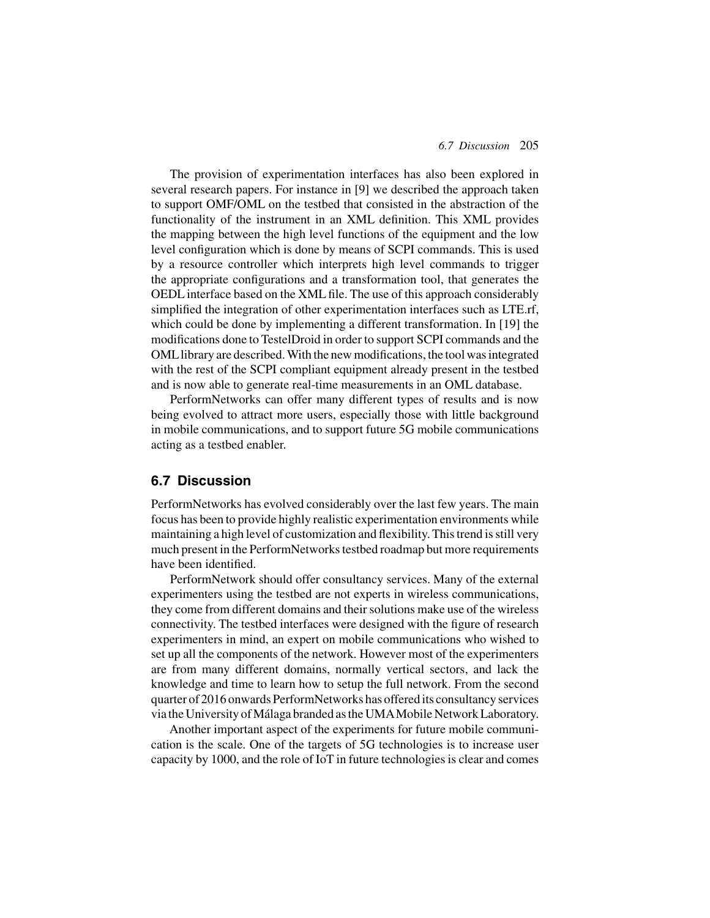The provision of experimentation interfaces has also been explored in several research papers. For instance in [9] we described the approach taken to support OMF/OML on the testbed that consisted in the abstraction of the functionality of the instrument in an XML definition. This XML provides the mapping between the high level functions of the equipment and the low level configuration which is done by means of SCPI commands. This is used by a resource controller which interprets high level commands to trigger the appropriate configurations and a transformation tool, that generates the OEDL interface based on the XML file. The use of this approach considerably simplified the integration of other experimentation interfaces such as LTE.rf, which could be done by implementing a different transformation. In [19] the modifications done to TestelDroid in order to support SCPI commands and the OML library are described. With the new modifications, the tool was integrated with the rest of the SCPI compliant equipment already present in the testbed and is now able to generate real-time measurements in an OML database.

PerformNetworks can offer many different types of results and is now being evolved to attract more users, especially those with little background in mobile communications, and to support future 5G mobile communications acting as a testbed enabler.

## 6.7 Discussion

PerformNetworks has evolved considerably over the last few years. The main focus has been to provide highly realistic experimentation environments while maintaining a high level of customization and flexibility. This trend is still very much present in the PerformNetworks testbed roadmap but more requirements have been identified.

PerformNetwork should offer consultancy services. Many of the external experimenters using the testbed are not experts in wireless communications, they come from different domains and their solutions make use of the wireless connectivity. The testbed interfaces were designed with the figure of research experimenters in mind, an expert on mobile communications who wished to set up all the components of the network. However most of the experimenters are from many different domains, normally vertical sectors, and lack the knowledge and time to learn how to setup the full network. From the second quarter of 2016 onwards PerformNetworks has offered its consultancy services via the University of Málaga branded as the UMA Mobile Network Laboratory.

Another important aspect of the experiments for future mobile communication is the scale. One of the targets of 5G technologies is to increase user capacity by 1000, and the role of IoT in future technologies is clear and comes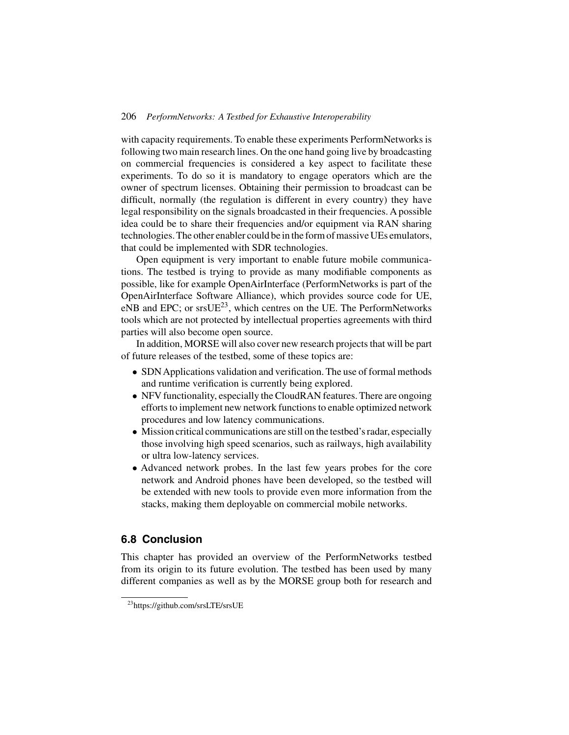with capacity requirements. To enable these experiments PerformNetworks is following two main research lines. On the one hand going live by broadcasting on commercial frequencies is considered a key aspect to facilitate these experiments. To do so it is mandatory to engage operators which are the owner of spectrum licenses. Obtaining their permission to broadcast can be difficult, normally (the regulation is different in every country) they have legal responsibility on the signals broadcasted in their frequencies. A possible idea could be to share their frequencies and/or equipment via RAN sharing technologies. The other enabler could be in the form of massive UEs emulators, that could be implemented with SDR technologies.

Open equipment is very important to enable future mobile communications. The testbed is trying to provide as many modifiable components as possible, like for example OpenAirInterface (PerformNetworks is part of the OpenAirInterface Software Alliance), which provides source code for UE, eNB and EPC; or srsUE[23], which centres on the UE. The PerformNetworks tools which are not protected by intellectual properties agreements with third parties will also become open source.

In addition, MORSE will also cover new research projects that will be part of future releases of the testbed, some of these topics are:

- SDN Applications validation and verification. The use of formal methods and runtime verification is currently being explored.
- NFV functionality, especially the CloudRAN features. There are ongoing efforts to implement new network functions to enable optimized network procedures and low latency communications.
- Mission critical communications are still on the testbed's radar, especially those involving high speed scenarios, such as railways, high availability or ultra low-latency services.
- Advanced network probes. In the last few years probes for the core network and Android phones have been developed, so the testbed will be extended with new tools to provide even more information from the stacks, making them deployable on commercial mobile networks.

## 6.8 Conclusion

This chapter has provided an overview of the PerformNetworks testbed from its origin to its future evolution. The testbed has been used by many different companies as well as by the MORSE group both for research and

[23]https://github.com/srsLTE/srsUE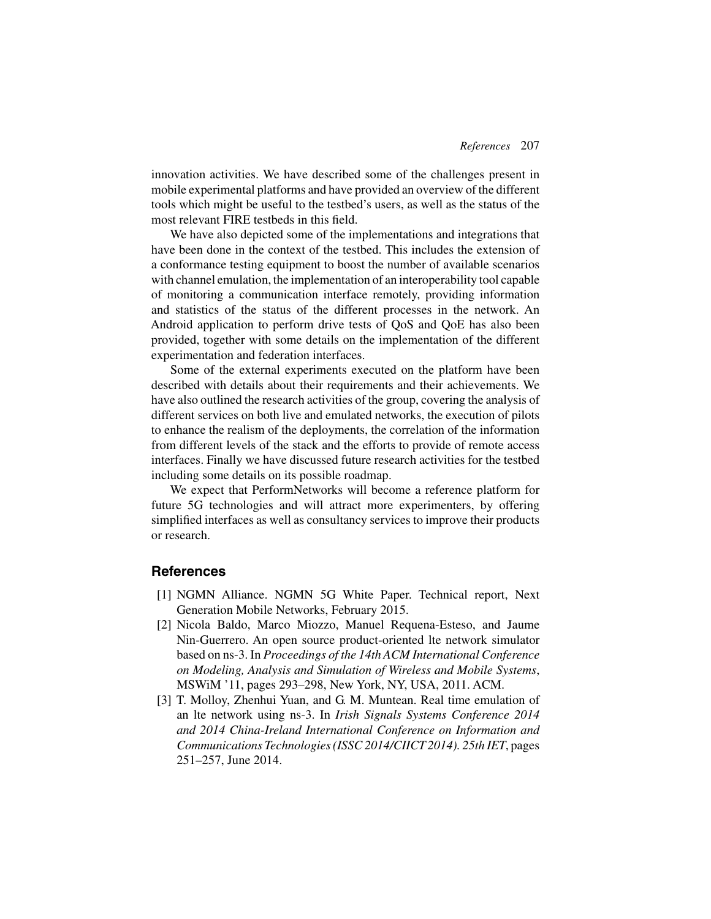innovation activities. We have described some of the challenges present in mobile experimental platforms and have provided an overview of the different tools which might be useful to the testbed's users, as well as the status of the most relevant FIRE testbeds in this field.

We have also depicted some of the implementations and integrations that have been done in the context of the testbed. This includes the extension of a conformance testing equipment to boost the number of available scenarios with channel emulation, the implementation of an interoperability tool capable of monitoring a communication interface remotely, providing information and statistics of the status of the different processes in the network. An Android application to perform drive tests of QoS and QoE has also been provided, together with some details on the implementation of the different experimentation and federation interfaces.

Some of the external experiments executed on the platform have been described with details about their requirements and their achievements. We have also outlined the research activities of the group, covering the analysis of different services on both live and emulated networks, the execution of pilots to enhance the realism of the deployments, the correlation of the information from different levels of the stack and the efforts to provide of remote access interfaces. Finally we have discussed future research activities for the testbed including some details on its possible roadmap.

We expect that PerformNetworks will become a reference platform for future 5G technologies and will attract more experimenters, by offering simplified interfaces as well as consultancy services to improve their products or research.

## References

[1] NGMN Alliance. NGMN 5G White Paper. Technical report, Next Generation Mobile Networks, February 2015.

[2] Nicola Baldo, Marco Miozzo, Manuel Requena-Esteso, and Jaume Nin-Guerrero. An open source product-oriented lte network simulator based on ns-3. In *Proceedings of the 14th ACM International Conference on Modeling, Analysis and Simulation of Wireless and Mobile Systems*, MSWiM '11, pages 293–298, New York, NY, USA, 2011. ACM.

[3] T. Molloy, Zhenhui Yuan, and G. M. Muntean. Real time emulation of an lte network using ns-3. In *Irish Signals Systems Conference 2014 and 2014 China-Ireland International Conference on Information and Communications Technologies (ISSC 2014/CIICT 2014). 25th IET*, pages 251–257, June 2014.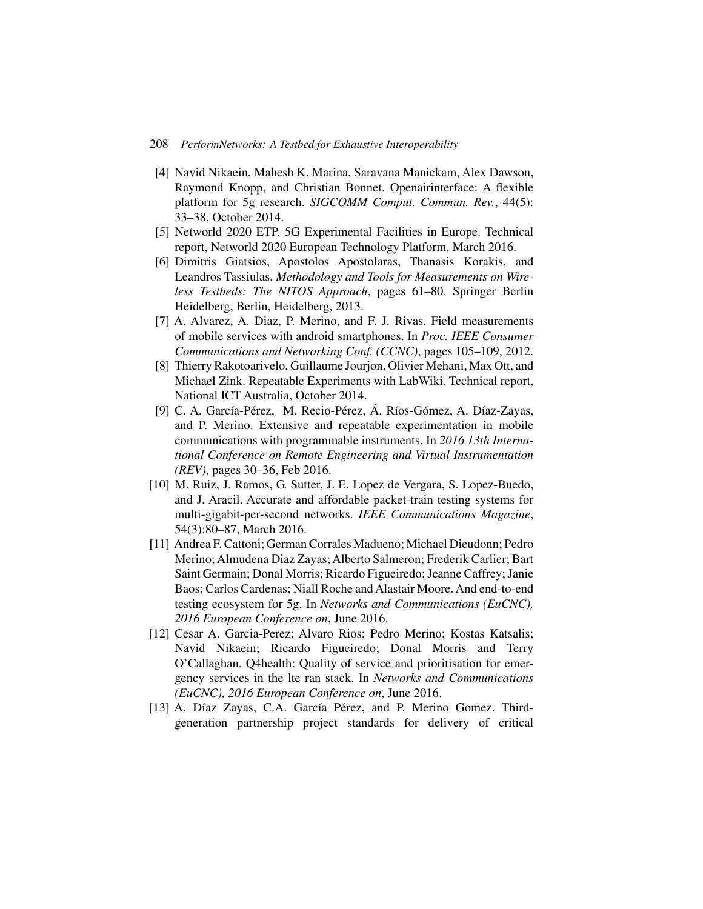[4] Navid Nikaein, Mahesh K. Marina, Saravana Manickam, Alex Dawson, Raymond Knopp, and Christian Bonnet. Openairinterface: A flexible platform for 5g research. *SIGCOMM Comput. Commun. Rev.*, 44(5): 33–38, October 2014.

[5] Networld 2020 ETP. 5G Experimental Facilities in Europe. Technical report, Networld 2020 European Technology Platform, March 2016.

[6] Dimitris Giatsios, Apostolos Apostolaras, Thanasis Korakis, and Leandros Tassiulas. *Methodology and Tools for Measurements on Wireless Testbeds: The NITOS Approach*, pages 61–80. Springer Berlin Heidelberg, Berlin, Heidelberg, 2013.

[7] A. Alvarez, A. Diaz, P. Merino, and F. J. Rivas. Field measurements of mobile services with android smartphones. In *Proc. IEEE Consumer Communications and Networking Conf. (CCNC)*, pages 105–109, 2012.

[8] Thierry Rakotoarivelo, Guillaume Jourjon, Olivier Mehani, Max Ott, and Michael Zink. Repeatable Experiments with LabWiki. Technical report, National ICT Australia, October 2014.

[9] C. A. García-Pérez, M. Recio-Pérez, Á. Ríos-Gómez, A. Díaz-Zayas, and P. Merino. Extensive and repeatable experimentation in mobile communications with programmable instruments. In *2016 13th International Conference on Remote Engineering and Virtual Instrumentation (REV)*, pages 30–36, Feb 2016.

[10] M. Ruiz, J. Ramos, G. Sutter, J. E. Lopez de Vergara, S. Lopez-Buedo, and J. Aracil. Accurate and affordable packet-train testing systems for multi-gigabit-per-second networks. *IEEE Communications Magazine*, 54(3):80–87, March 2016.

[11] Andrea F. Cattoni; German Corrales Madueno; Michael Dieudonn; Pedro Merino; Almudena Diaz Zayas; Alberto Salmeron; Frederik Carlier; Bart Saint Germain; Donal Morris; Ricardo Figueiredo; Jeanne Caffrey; Janie Baos; Carlos Cardenas; Niall Roche and Alastair Moore. And end-to-end testing ecosystem for 5g. In *Networks and Communications (EuCNC), 2016 European Conference on*, June 2016.

[12] Cesar A. Garcia-Perez; Alvaro Rios; Pedro Merino; Kostas Katsalis; Navid Nikaein; Ricardo Figueiredo; Donal Morris and Terry O'Callaghan. Q4health: Quality of service and prioritisation for emergency services in the lte ran stack. In *Networks and Communications (EuCNC), 2016 European Conference on*, June 2016.

[13] A. Díaz Zayas, C.A. García Pérez, and P. Merino Gomez. Third-generation partnership project standards for delivery of critical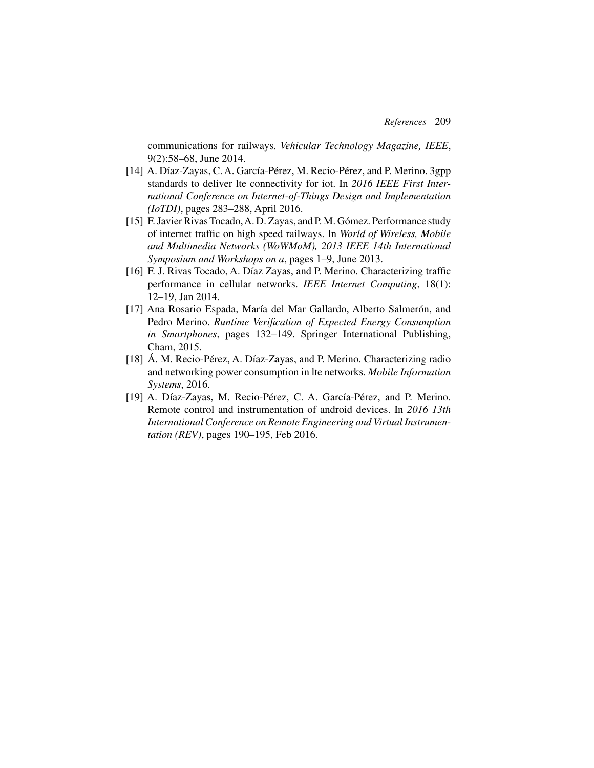communications for railways. *Vehicular Technology Magazine, IEEE*, 9(2):58–68, June 2014.

[14] A. Díaz-Zayas, C. A. García-Pérez, M. Recio-Pérez, and P. Merino. 3gpp standards to deliver lte connectivity for iot. In *2016 IEEE First International Conference on Internet-of-Things Design and Implementation (IoTDI)*, pages 283–288, April 2016.

[15] F. Javier Rivas Tocado, A. D. Zayas, and P. M. Gómez. Performance study of internet traffic on high speed railways. In *World of Wireless, Mobile and Multimedia Networks (WoWMoM), 2013 IEEE 14th International Symposium and Workshops on a*, pages 1–9, June 2013.

[16] F. J. Rivas Tocado, A. Díaz Zayas, and P. Merino. Characterizing traffic performance in cellular networks. *IEEE Internet Computing*, 18(1): 12–19, Jan 2014.

[17] Ana Rosario Espada, María del Mar Gallardo, Alberto Salmerón, and Pedro Merino. *Runtime Verification of Expected Energy Consumption in Smartphones*, pages 132–149. Springer International Publishing, Cham, 2015.

[18] Á. M. Recio-Pérez, A. Díaz-Zayas, and P. Merino. Characterizing radio and networking power consumption in lte networks. *Mobile Information Systems*, 2016.

[19] A. Díaz-Zayas, M. Recio-Pérez, C. A. García-Pérez, and P. Merino. Remote control and instrumentation of android devices. In *2016 13th International Conference on Remote Engineering and Virtual Instrumentation (REV)*, pages 190–195, Feb 2016.